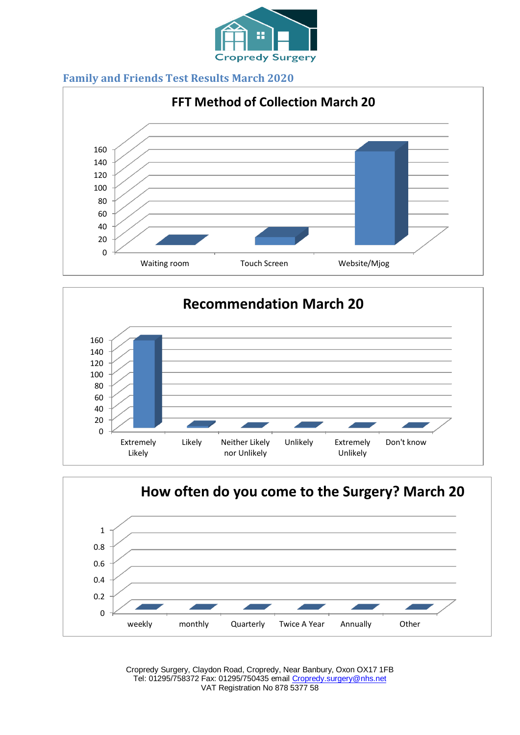Cropredy Surgery

## Family and Friends Test Results March 2020

### FFT Method of Collection March 20

160
140
120
100
80
60
40
20
0

Waiting room | Touch Screen | Website/Mjog

### Recommendation March 20

160
140
120
100
80
60
40
20
0

Extremely Likely | Likely | Neither Likely nor Unlikely | Unlikely | Extremely Unlikely | Don't know

### How often do you come to the Surgery? March 20

1
0.8
0.6
0.4
0.2
0

weekly | monthly | Quarterly | Twice A Year | Annually | Other

Cropredy Surgery, Claydon Road, Cropredy, Near Banbury, Oxon OX17 1FB
Tel: 01295/758372 Fax: 01295/750435 email Cropredy.surgery@nhs.net
VAT Registration No 878 5377 58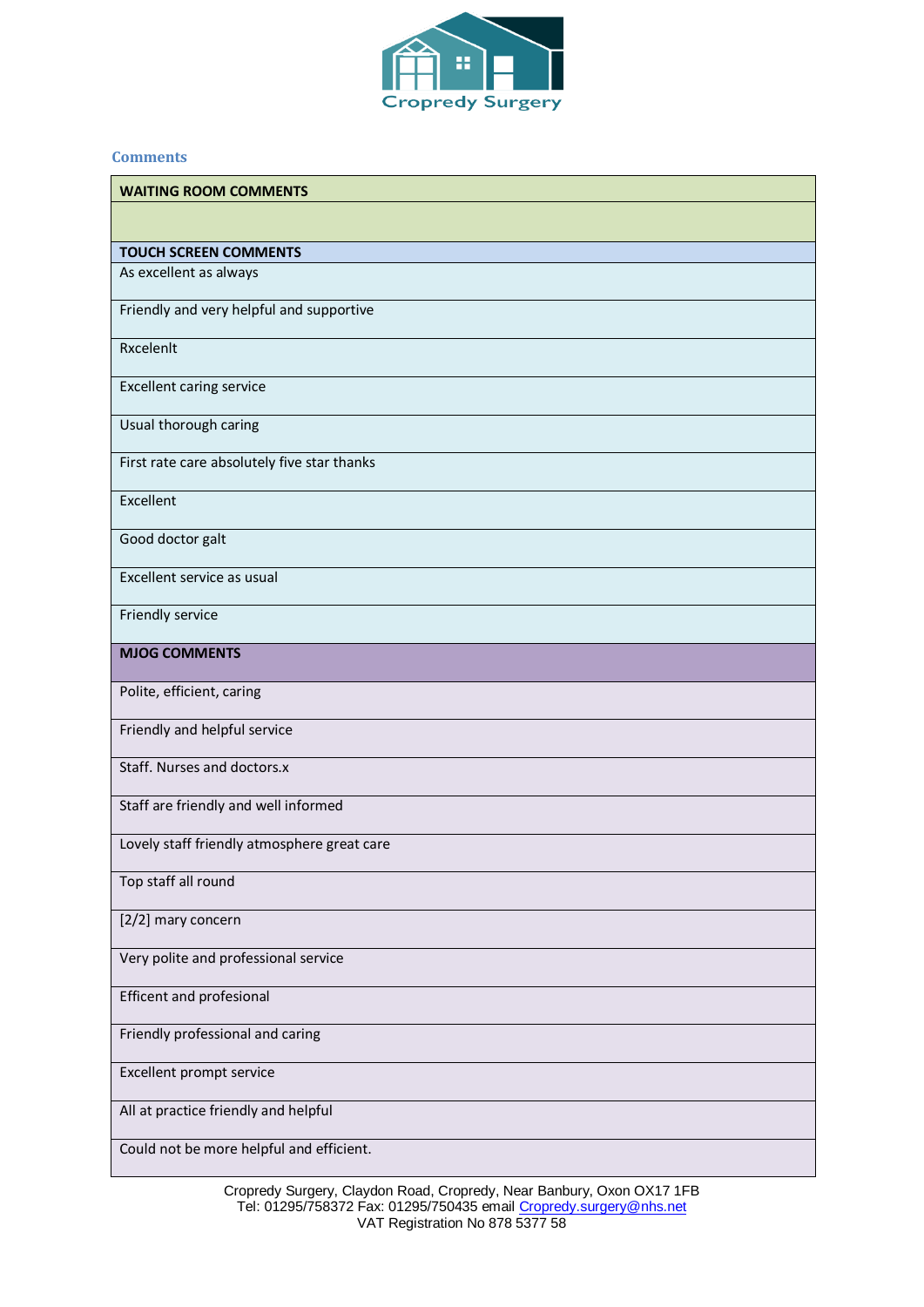Cropredy Surgery

### Comments

| WAITING ROOM COMMENTS |
|---|
| |
| **TOUCH SCREEN COMMENTS** |
| As excellent as always |
| Friendly and very helpful and supportive |
| Rxcelenlt |
| Excellent caring service |
| Usual thorough caring |
| First rate care absolutely five star thanks |
| Excellent |
| Good doctor galt |
| Excellent service as usual |
| Friendly service |
| **MJOG COMMENTS** |
| Polite, efficient, caring |
| Friendly and helpful service |
| Staff. Nurses and doctors.x |
| Staff are friendly and well informed |
| Lovely staff friendly atmosphere great care |
| Top staff all round |
| [2/2] mary concern |
| Very polite and professional service |
| Efficent and profesional |
| Friendly professional and caring |
| Excellent prompt service |
| All at practice friendly and helpful |
| Could not be more helpful and efficient. |

Cropredy Surgery, Claydon Road, Cropredy, Near Banbury, Oxon OX17 1FB
Tel: 01295/758372 Fax: 01295/750435 email Cropredy.surgery@nhs.net
VAT Registration No 878 5377 58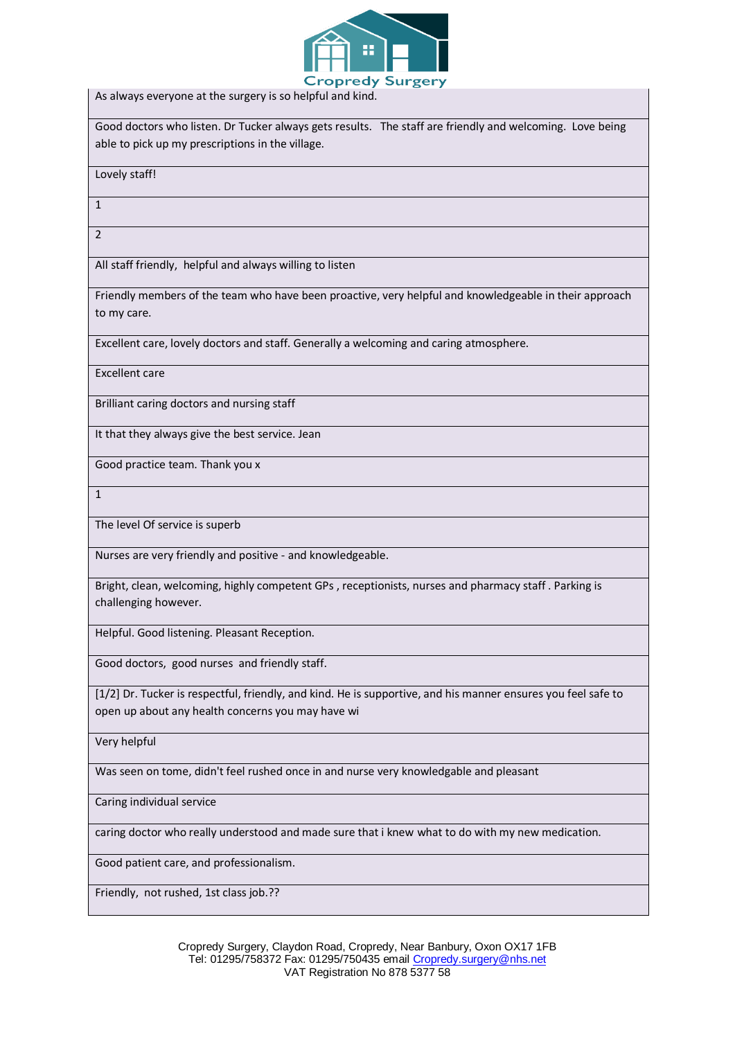As always everyone at the surgery is so helpful and kind.

Good doctors who listen. Dr Tucker always gets results. The staff are friendly and welcoming. Love being able to pick up my prescriptions in the village.

Lovely staff!

1

2

All staff friendly, helpful and always willing to listen

Friendly members of the team who have been proactive, very helpful and knowledgeable in their approach to my care.

Excellent care, lovely doctors and staff. Generally a welcoming and caring atmosphere.

Excellent care

Brilliant caring doctors and nursing staff

It that they always give the best service. Jean

Good practice team. Thank you x

1

The level Of service is superb

Nurses are very friendly and positive - and knowledgeable.

Bright, clean, welcoming, highly competent GPs , receptionists, nurses and pharmacy staff . Parking is challenging however.

Helpful. Good listening. Pleasant Reception.

Good doctors, good nurses and friendly staff.

[1/2] Dr. Tucker is respectful, friendly, and kind. He is supportive, and his manner ensures you feel safe to open up about any health concerns you may have wi

Very helpful

Was seen on tome, didn't feel rushed once in and nurse very knowledgable and pleasant

Caring individual service

caring doctor who really understood and made sure that i knew what to do with my new medication.

Good patient care, and professionalism.

Friendly, not rushed, 1st class job.??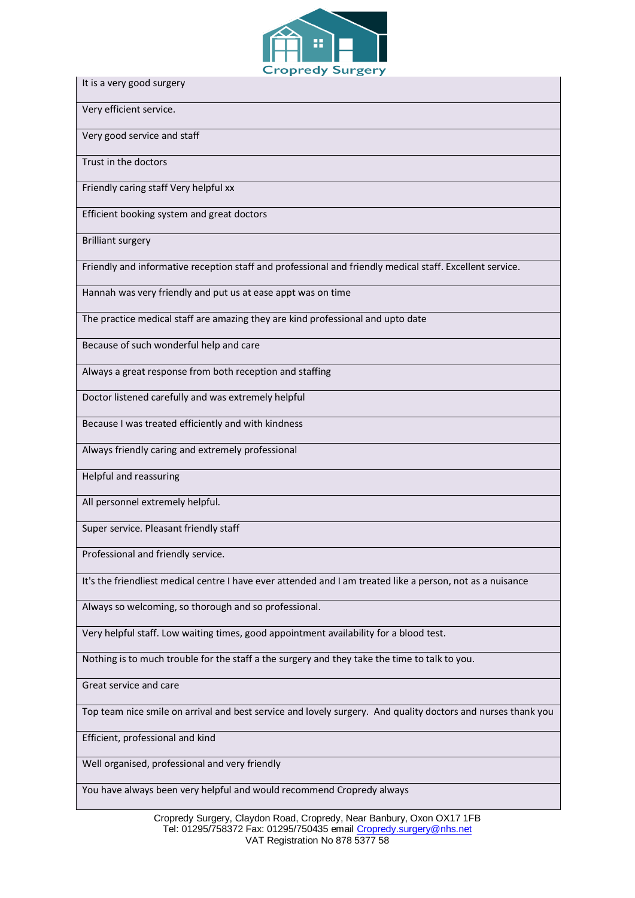| It is a very good surgery |
|---|
| Very efficient service. |
| Very good service and staff |
| Trust in the doctors |
| Friendly caring staff Very helpful xx |
| Efficient booking system and great doctors |
| Brilliant surgery |
| Friendly and informative reception staff and professional and friendly medical staff. Excellent service. |
| Hannah was very friendly and put us at ease appt was on time |
| The practice medical staff are amazing they are kind professional and upto date |
| Because of such wonderful help and care |
| Always a great response from both reception and staffing |
| Doctor listened carefully and was extremely helpful |
| Because I was treated efficiently and with kindness |
| Always friendly caring and extremely professional |
| Helpful and reassuring |
| All personnel extremely helpful. |
| Super service. Pleasant friendly staff |
| Professional and friendly service. |
| It's the friendliest medical centre I have ever attended and I am treated like a person, not as a nuisance |
| Always so welcoming, so thorough and so professional. |
| Very helpful staff. Low waiting times, good appointment availability for a blood test. |
| Nothing is to much trouble for the staff a the surgery and they take the time to talk to you. |
| Great service and care |
| Top team nice smile on arrival and best service and lovely surgery. And quality doctors and nurses thank you |
| Efficient, professional and kind |
| Well organised, professional and very friendly |
| You have always been very helpful and would recommend Cropredy always |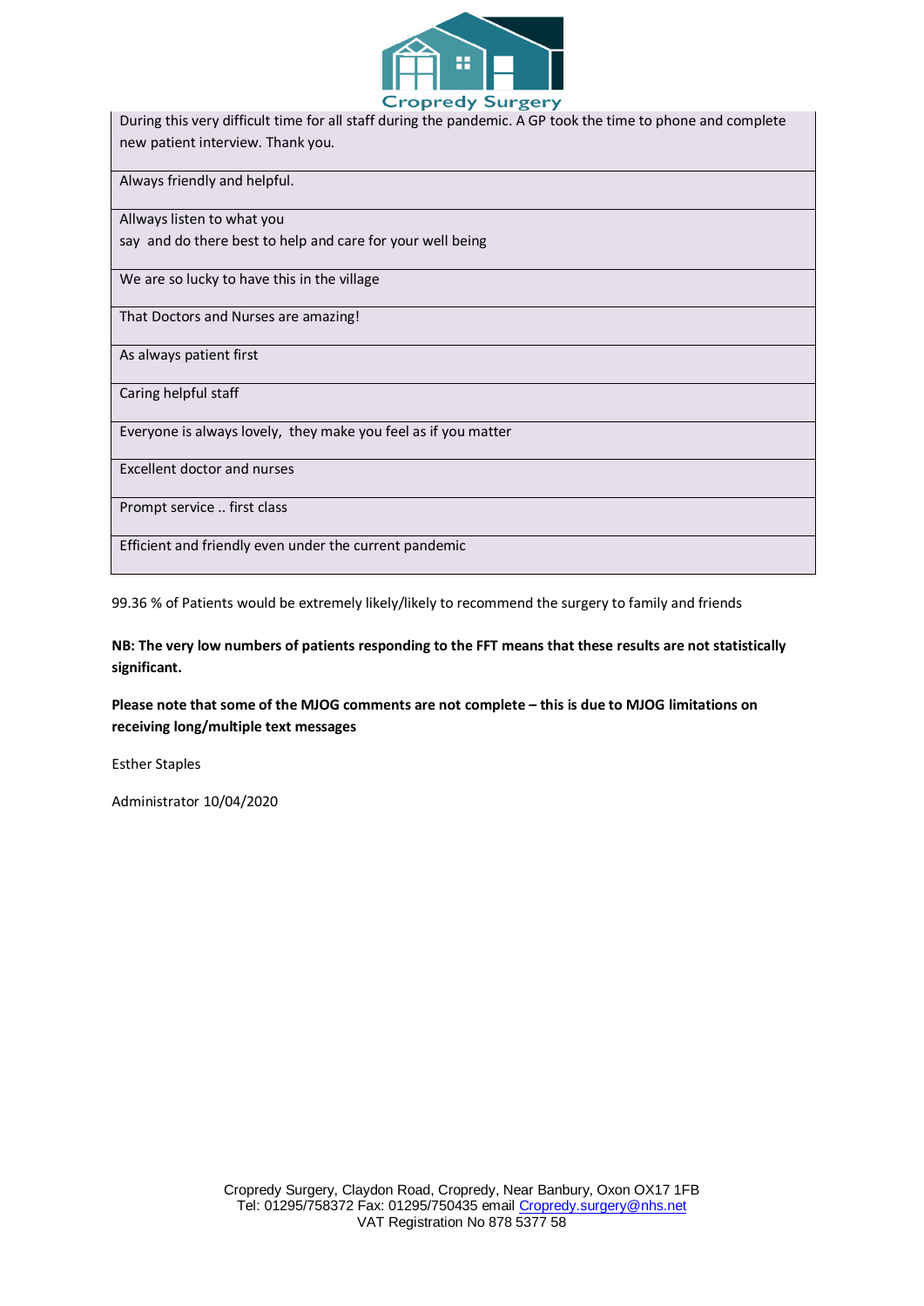| |
|---|
| During this very difficult time for all staff during the pandemic. A GP took the time to phone and complete new patient interview. Thank you. |
| Always friendly and helpful. |
| Allways listen to what you say and do there best to help and care for your well being |
| We are so lucky to have this in the village |
| That Doctors and Nurses are amazing! |
| As always patient first |
| Caring helpful staff |
| Everyone is always lovely, they make you feel as if you matter |
| Excellent doctor and nurses |
| Prompt service .. first class |
| Efficient and friendly even under the current pandemic |

99.36 % of Patients would be extremely likely/likely to recommend the surgery to family and friends

**NB: The very low numbers of patients responding to the FFT means that these results are not statistically significant.**

**Please note that some of the MJOG comments are not complete – this is due to MJOG limitations on receiving long/multiple text messages**

Esther Staples

Administrator 10/04/2020